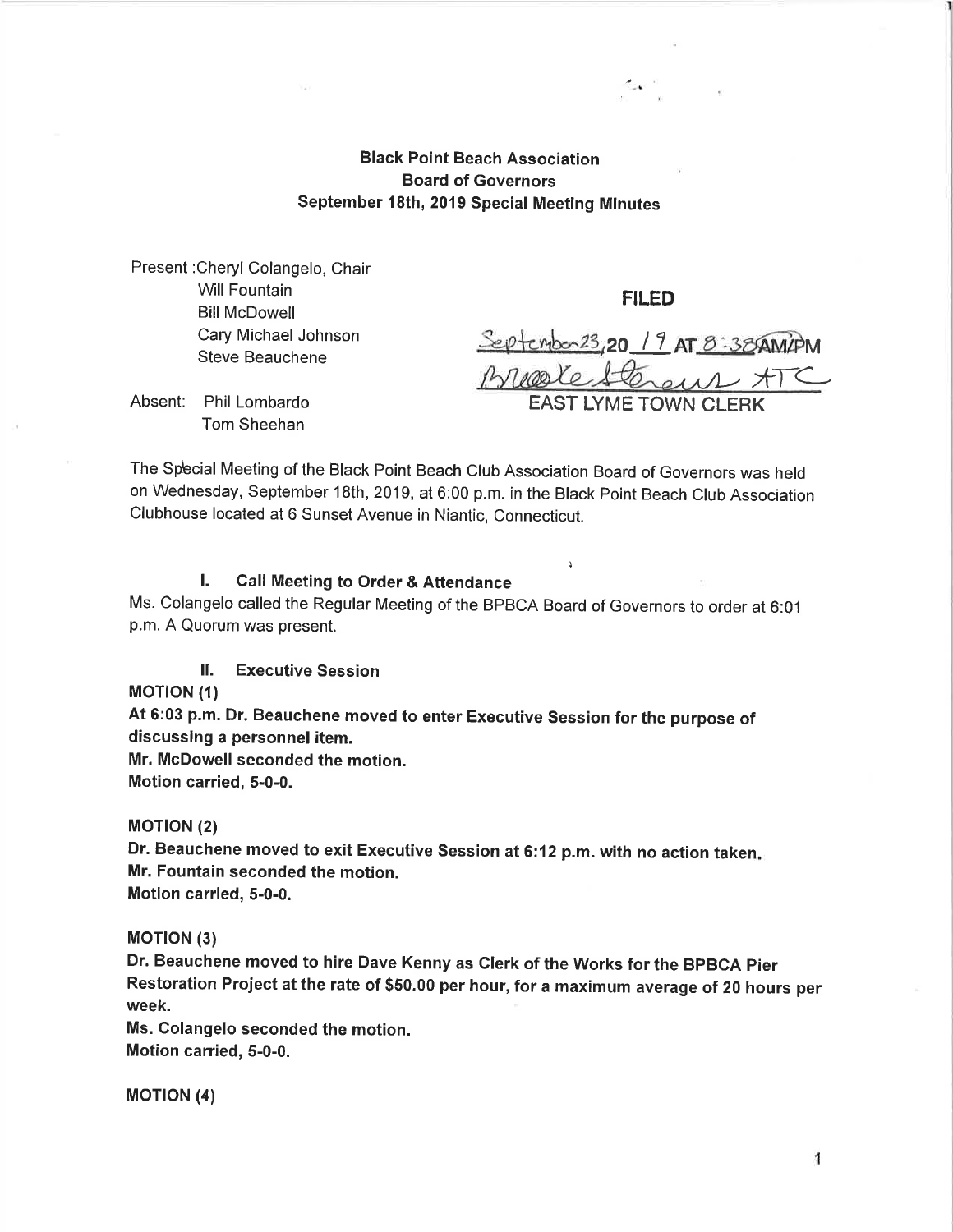**Black Point Beach Association**
**Board of Governors**
**September 18th, 2019 Special Meeting Minutes**

Present :Cheryl Colangelo, Chair
Will Fountain
Bill McDowell
Cary Michael Johnson
Steve Beauchene

**FILED**

September 23, 20 19 AT 8:38 AM/PM
Brooke Stevens ATC
EAST LYME TOWN CLERK

Absent: Phil Lombardo
Tom Sheehan

The Special Meeting of the Black Point Beach Club Association Board of Governors was held on Wednesday, September 18th, 2019, at 6:00 p.m. in the Black Point Beach Club Association Clubhouse located at 6 Sunset Avenue in Niantic, Connecticut.

### I. Call Meeting to Order & Attendance

Ms. Colangelo called the Regular Meeting of the BPBCA Board of Governors to order at 6:01 p.m. A Quorum was present.

### II. Executive Session

**MOTION (1)**
**At 6:03 p.m. Dr. Beauchene moved to enter Executive Session for the purpose of discussing a personnel item.**
**Mr. McDowell seconded the motion.**
**Motion carried, 5-0-0.**

**MOTION (2)**
**Dr. Beauchene moved to exit Executive Session at 6:12 p.m. with no action taken.**
**Mr. Fountain seconded the motion.**
**Motion carried, 5-0-0.**

**MOTION (3)**
**Dr. Beauchene moved to hire Dave Kenny as Clerk of the Works for the BPBCA Pier Restoration Project at the rate of $50.00 per hour, for a maximum average of 20 hours per week.**
**Ms. Colangelo seconded the motion.**
**Motion carried, 5-0-0.**

**MOTION (4)**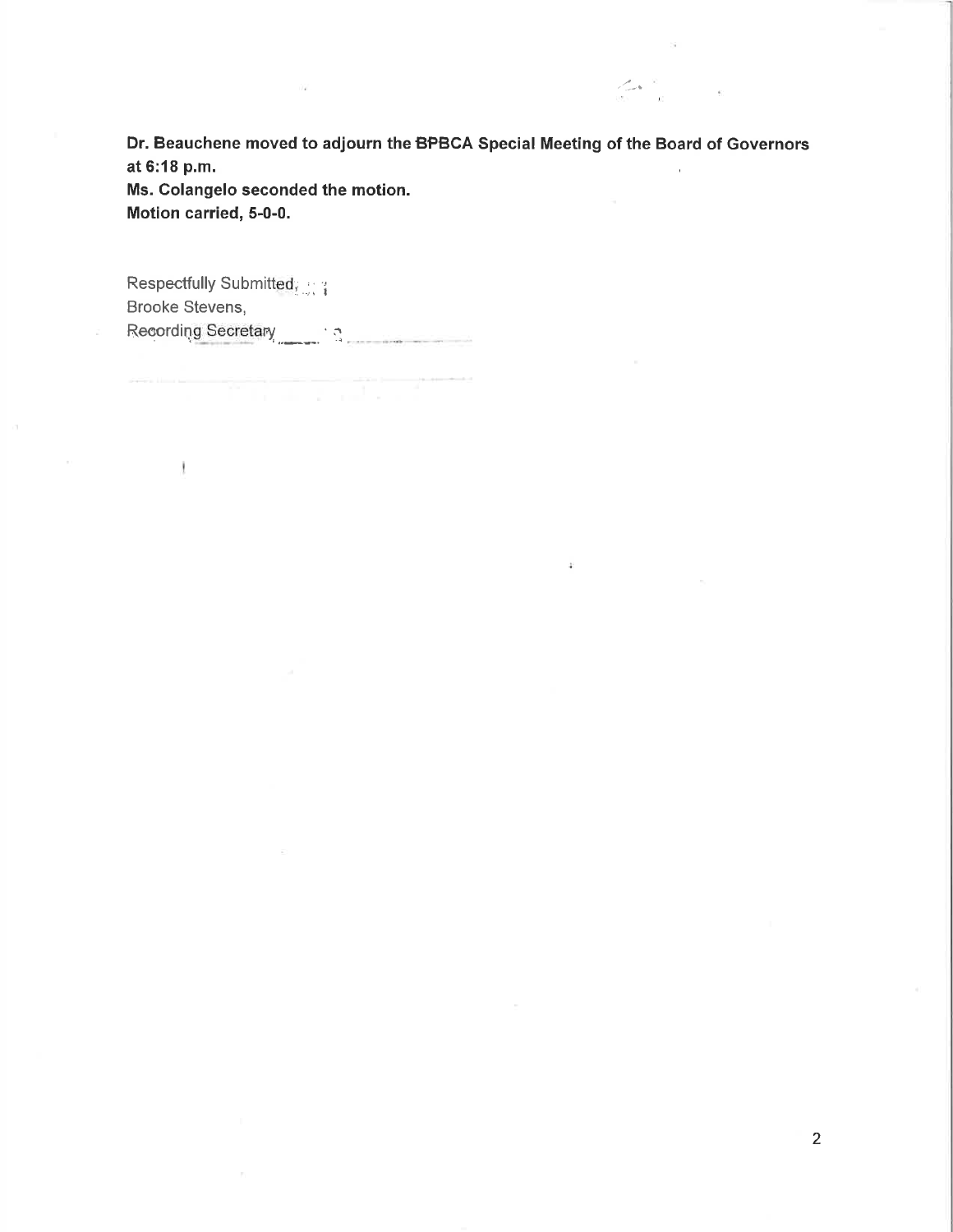**Dr. Beauchene moved to adjourn the BPBCA Special Meeting of the Board of Governors at 6:18 p.m.**
**Ms. Colangelo seconded the motion.**
**Motion carried, 5-0-0.**

Respectfully Submitted,
Brooke Stevens,
Recording Secretary